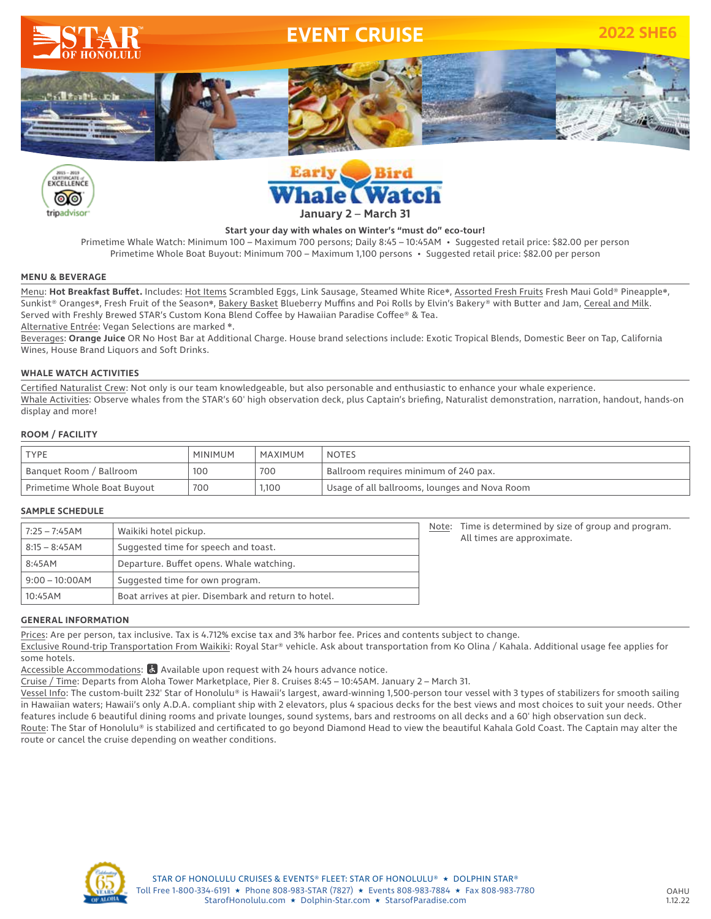# STAR OF HONOLULU

# EVENT CRUISE

2022 SHE6

## Early Bird Whale Watch

**January 2 – March 31**

**Start your day with whales on Winter's "must do" eco-tour!**

Primetime Whale Watch: Minimum 100 – Maximum 700 persons; Daily 8:45 – 10:45AM • Suggested retail price: $82.00 per person

Primetime Whole Boat Buyout: Minimum 700 – Maximum 1,100 persons • Suggested retail price: $82.00 per person

### MENU & BEVERAGE

Menu: **Hot Breakfast Buffet.** Includes: Hot Items Scrambled Eggs, Link Sausage, Steamed White Rice*, Assorted Fresh Fruits Fresh Maui Gold® Pineapple*, Sunkist® Oranges*, Fresh Fruit of the Season*, Bakery Basket Blueberry Muffins and Poi Rolls by Elvin's Bakery® with Butter and Jam, Cereal and Milk. Served with Freshly Brewed STAR's Custom Kona Blend Coffee by Hawaiian Paradise Coffee® & Tea.

Alternative Entrée: Vegan Selections are marked *.

Beverages: **Orange Juice** OR No Host Bar at Additional Charge. House brand selections include: Exotic Tropical Blends, Domestic Beer on Tap, California Wines, House Brand Liquors and Soft Drinks.

### WHALE WATCH ACTIVITIES

Certified Naturalist Crew: Not only is our team knowledgeable, but also personable and enthusiastic to enhance your whale experience.

Whale Activities: Observe whales from the STAR's 60' high observation deck, plus Captain's briefing, Naturalist demonstration, narration, handout, hands-on display and more!

### ROOM / FACILITY

| TYPE | MINIMUM | MAXIMUM | NOTES |
|---|---|---|---|
| Banquet Room / Ballroom | 100 | 700 | Ballroom requires minimum of 240 pax. |
| Primetime Whole Boat Buyout | 700 | 1,100 | Usage of all ballrooms, lounges and Nova Room |

### SAMPLE SCHEDULE

| | |
|---|---|
| 7:25 – 7:45AM | Waikiki hotel pickup. |
| 8:15 – 8:45AM | Suggested time for speech and toast. |
| 8:45AM | Departure. Buffet opens. Whale watching. |
| 9:00 – 10:00AM | Suggested time for own program. |
| 10:45AM | Boat arrives at pier. Disembark and return to hotel. |

Note: Time is determined by size of group and program. All times are approximate.

### GENERAL INFORMATION

Prices: Are per person, tax inclusive. Tax is 4.712% excise tax and 3% harbor fee. Prices and contents subject to change.

Exclusive Round-trip Transportation From Waikiki: Royal Star® vehicle. Ask about transportation from Ko Olina / Kahala. Additional usage fee applies for some hotels.

Accessible Accommodations: Available upon request with 24 hours advance notice.

Cruise / Time: Departs from Aloha Tower Marketplace, Pier 8. Cruises 8:45 – 10:45AM. January 2 – March 31.

Vessel Info: The custom-built 232' Star of Honolulu® is Hawaii's largest, award-winning 1,500-person tour vessel with 3 types of stabilizers for smooth sailing in Hawaiian waters; Hawaii's only A.D.A. compliant ship with 2 elevators, plus 4 spacious decks for the best views and most choices to suit your needs. Other features include 6 beautiful dining rooms and private lounges, sound systems, bars and restrooms on all decks and a 60' high observation sun deck.

Route: The Star of Honolulu® is stabilized and certificated to go beyond Diamond Head to view the beautiful Kahala Gold Coast. The Captain may alter the route or cancel the cruise depending on weather conditions.

STAR OF HONOLULU CRUISES & EVENTS® FLEET: STAR OF HONOLULU® ★ DOLPHIN STAR®
Toll Free 1-800-334-6191 ★ Phone 808-983-STAR (7827) ★ Events 808-983-7884 ★ Fax 808-983-7780
StarofHonolulu.com ★ Dolphin-Star.com ★ StarsofParadise.com

OAHU 1.12.22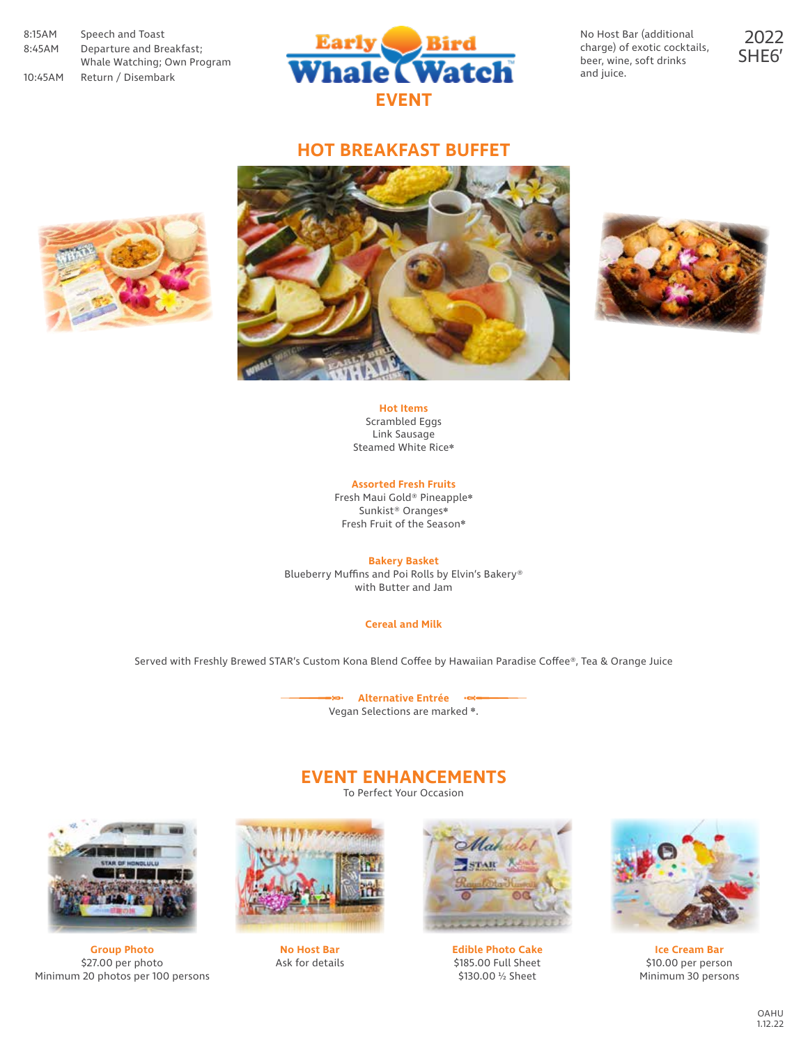8:15AM Speech and Toast
8:45AM Departure and Breakfast; Whale Watching; Own Program
10:45AM Return / Disembark

# Early Bird Whale Watch™ EVENT

No Host Bar (additional charge) of exotic cocktails, beer, wine, soft drinks and juice.

2022
SHE6′

## HOT BREAKFAST BUFFET

**Hot Items**
Scrambled Eggs
Link Sausage
Steamed White Rice*

**Assorted Fresh Fruits**
Fresh Maui Gold® Pineapple*
Sunkist® Oranges*
Fresh Fruit of the Season*

**Bakery Basket**
Blueberry Muffins and Poi Rolls by Elvin's Bakery®
with Butter and Jam

**Cereal and Milk**

Served with Freshly Brewed STAR's Custom Kona Blend Coffee by Hawaiian Paradise Coffee®, Tea & Orange Juice

**Alternative Entrée**
Vegan Selections are marked *.

## EVENT ENHANCEMENTS

To Perfect Your Occasion

**Group Photo**
$27.00 per photo
Minimum 20 photos per 100 persons

**No Host Bar**
Ask for details

**Edible Photo Cake**
$185.00 Full Sheet
$130.00 ½ Sheet

**Ice Cream Bar**
$10.00 per person
Minimum 30 persons

OAHU
1.12.22